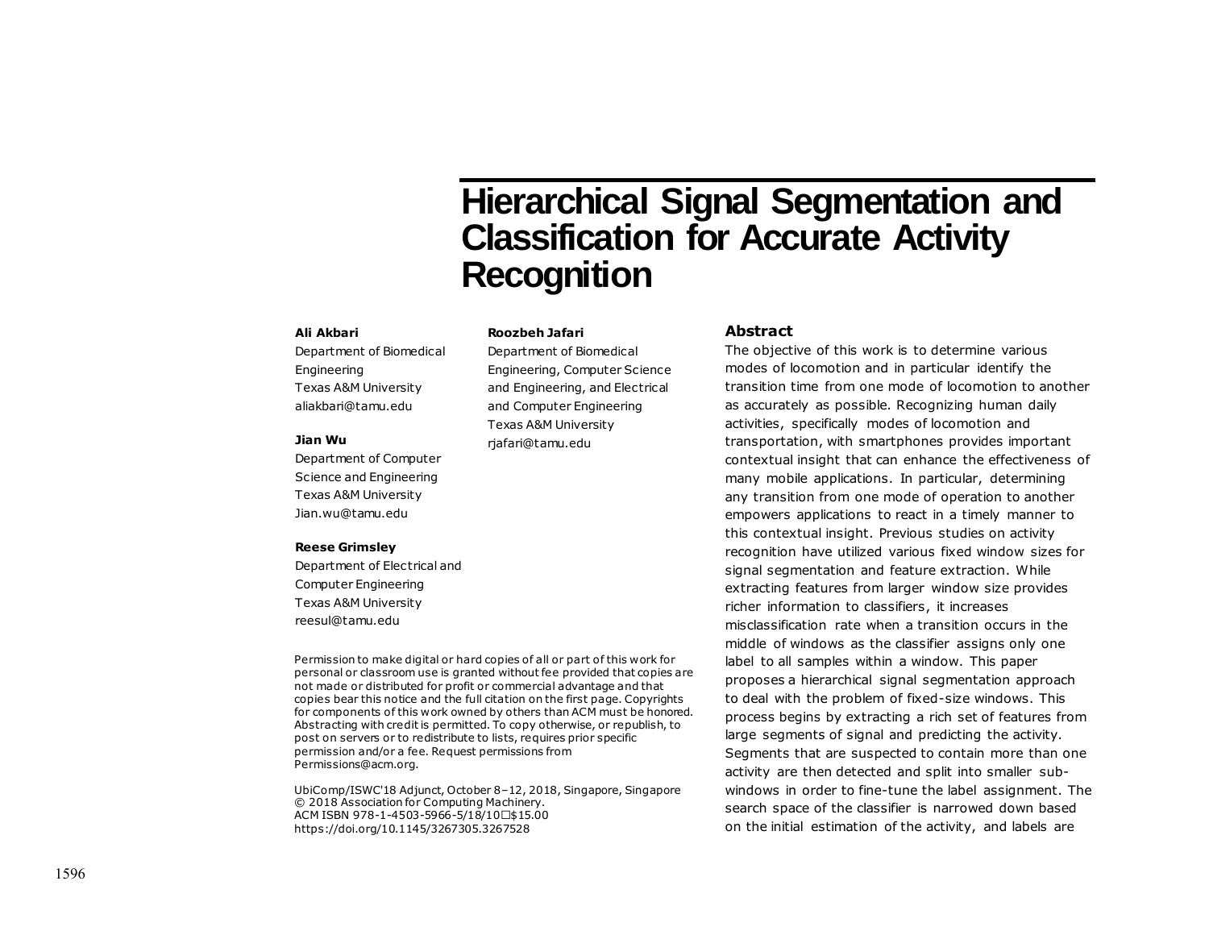# Hierarchical Signal Segmentation and Classification for Accurate Activity Recognition

**Ali Akbari**
Department of Biomedical Engineering
Texas A&M University
aliakbari@tamu.edu

**Jian Wu**
Department of Computer Science and Engineering
Texas A&M University
Jian.wu@tamu.edu

**Reese Grimsley**
Department of Electrical and Computer Engineering
Texas A&M University
reesul@tamu.edu

**Roozbeh Jafari**
Department of Biomedical Engineering, Computer Science and Engineering, and Electrical and Computer Engineering
Texas A&M University
rjafari@tamu.edu

Permission to make digital or hard copies of all or part of this work for personal or classroom use is granted without fee provided that copies are not made or distributed for profit or commercial advantage and that copies bear this notice and the full citation on the first page. Copyrights for components of this work owned by others than ACM must be honored. Abstracting with credit is permitted. To copy otherwise, or republish, to post on servers or to redistribute to lists, requires prior specific permission and/or a fee. Request permissions from Permissions@acm.org.

UbiComp/ISWC'18 Adjunct, October 8–12, 2018, Singapore, Singapore
© 2018 Association for Computing Machinery.
ACM ISBN 978-1-4503-5966-5/18/10□$15.00
https://doi.org/10.1145/3267305.3267528

## Abstract

The objective of this work is to determine various modes of locomotion and in particular identify the transition time from one mode of locomotion to another as accurately as possible. Recognizing human daily activities, specifically modes of locomotion and transportation, with smartphones provides important contextual insight that can enhance the effectiveness of many mobile applications. In particular, determining any transition from one mode of operation to another empowers applications to react in a timely manner to this contextual insight. Previous studies on activity recognition have utilized various fixed window sizes for signal segmentation and feature extraction. While extracting features from larger window size provides richer information to classifiers, it increases misclassification rate when a transition occurs in the middle of windows as the classifier assigns only one label to all samples within a window. This paper proposes a hierarchical signal segmentation approach to deal with the problem of fixed-size windows. This process begins by extracting a rich set of features from large segments of signal and predicting the activity. Segments that are suspected to contain more than one activity are then detected and split into smaller sub-windows in order to fine-tune the label assignment. The search space of the classifier is narrowed down based on the initial estimation of the activity, and labels are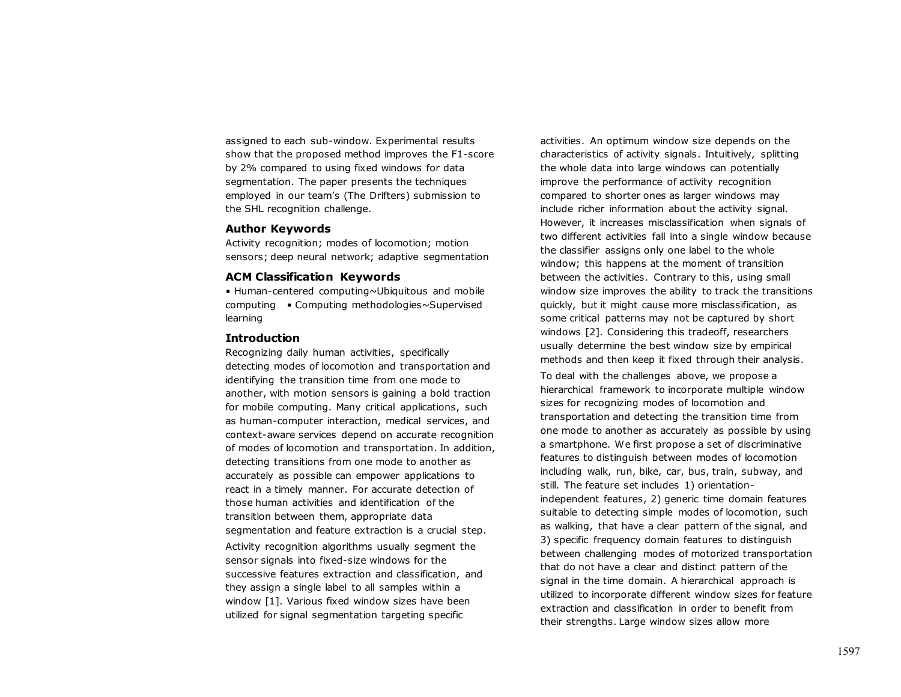assigned to each sub-window. Experimental results show that the proposed method improves the F1-score by 2% compared to using fixed windows for data segmentation. The paper presents the techniques employed in our team's (The Drifters) submission to the SHL recognition challenge.

### Author Keywords

Activity recognition; modes of locomotion; motion sensors; deep neural network; adaptive segmentation

### ACM Classification Keywords

• Human-centered computing~Ubiquitous and mobile computing • Computing methodologies~Supervised learning

### Introduction

Recognizing daily human activities, specifically detecting modes of locomotion and transportation and identifying the transition time from one mode to another, with motion sensors is gaining a bold traction for mobile computing. Many critical applications, such as human-computer interaction, medical services, and context-aware services depend on accurate recognition of modes of locomotion and transportation. In addition, detecting transitions from one mode to another as accurately as possible can empower applications to react in a timely manner. For accurate detection of those human activities and identification of the transition between them, appropriate data segmentation and feature extraction is a crucial step.

Activity recognition algorithms usually segment the sensor signals into fixed-size windows for the successive features extraction and classification, and they assign a single label to all samples within a window [1]. Various fixed window sizes have been utilized for signal segmentation targeting specific activities. An optimum window size depends on the characteristics of activity signals. Intuitively, splitting the whole data into large windows can potentially improve the performance of activity recognition compared to shorter ones as larger windows may include richer information about the activity signal. However, it increases misclassification when signals of two different activities fall into a single window because the classifier assigns only one label to the whole window; this happens at the moment of transition between the activities. Contrary to this, using small window size improves the ability to track the transitions quickly, but it might cause more misclassification, as some critical patterns may not be captured by short windows [2]. Considering this tradeoff, researchers usually determine the best window size by empirical methods and then keep it fixed through their analysis.

To deal with the challenges above, we propose a hierarchical framework to incorporate multiple window sizes for recognizing modes of locomotion and transportation and detecting the transition time from one mode to another as accurately as possible by using a smartphone. We first propose a set of discriminative features to distinguish between modes of locomotion including walk, run, bike, car, bus, train, subway, and still. The feature set includes 1) orientation-independent features, 2) generic time domain features suitable to detecting simple modes of locomotion, such as walking, that have a clear pattern of the signal, and 3) specific frequency domain features to distinguish between challenging modes of motorized transportation that do not have a clear and distinct pattern of the signal in the time domain. A hierarchical approach is utilized to incorporate different window sizes for feature extraction and classification in order to benefit from their strengths. Large window sizes allow more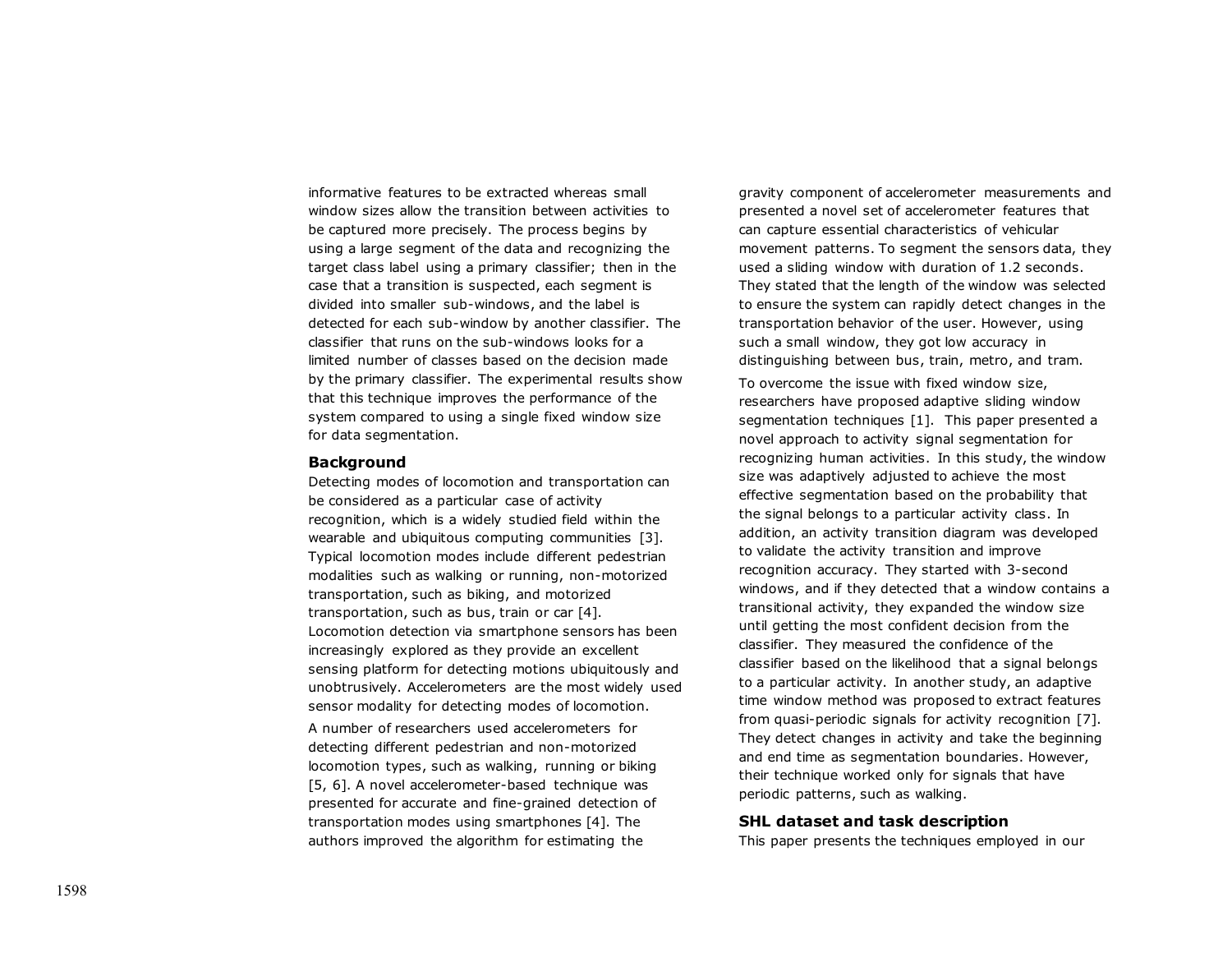informative features to be extracted whereas small window sizes allow the transition between activities to be captured more precisely. The process begins by using a large segment of the data and recognizing the target class label using a primary classifier; then in the case that a transition is suspected, each segment is divided into smaller sub-windows, and the label is detected for each sub-window by another classifier. The classifier that runs on the sub-windows looks for a limited number of classes based on the decision made by the primary classifier. The experimental results show that this technique improves the performance of the system compared to using a single fixed window size for data segmentation.

## Background

Detecting modes of locomotion and transportation can be considered as a particular case of activity recognition, which is a widely studied field within the wearable and ubiquitous computing communities [3]. Typical locomotion modes include different pedestrian modalities such as walking or running, non-motorized transportation, such as biking, and motorized transportation, such as bus, train or car [4]. Locomotion detection via smartphone sensors has been increasingly explored as they provide an excellent sensing platform for detecting motions ubiquitously and unobtrusively. Accelerometers are the most widely used sensor modality for detecting modes of locomotion.

A number of researchers used accelerometers for detecting different pedestrian and non-motorized locomotion types, such as walking, running or biking [5, 6]. A novel accelerometer-based technique was presented for accurate and fine-grained detection of transportation modes using smartphones [4]. The authors improved the algorithm for estimating the gravity component of accelerometer measurements and presented a novel set of accelerometer features that can capture essential characteristics of vehicular movement patterns. To segment the sensors data, they used a sliding window with duration of 1.2 seconds. They stated that the length of the window was selected to ensure the system can rapidly detect changes in the transportation behavior of the user. However, using such a small window, they got low accuracy in distinguishing between bus, train, metro, and tram.

To overcome the issue with fixed window size, researchers have proposed adaptive sliding window segmentation techniques [1]. This paper presented a novel approach to activity signal segmentation for recognizing human activities. In this study, the window size was adaptively adjusted to achieve the most effective segmentation based on the probability that the signal belongs to a particular activity class. In addition, an activity transition diagram was developed to validate the activity transition and improve recognition accuracy. They started with 3-second windows, and if they detected that a window contains a transitional activity, they expanded the window size until getting the most confident decision from the classifier. They measured the confidence of the classifier based on the likelihood that a signal belongs to a particular activity. In another study, an adaptive time window method was proposed to extract features from quasi-periodic signals for activity recognition [7]. They detect changes in activity and take the beginning and end time as segmentation boundaries. However, their technique worked only for signals that have periodic patterns, such as walking.

## SHL dataset and task description

This paper presents the techniques employed in our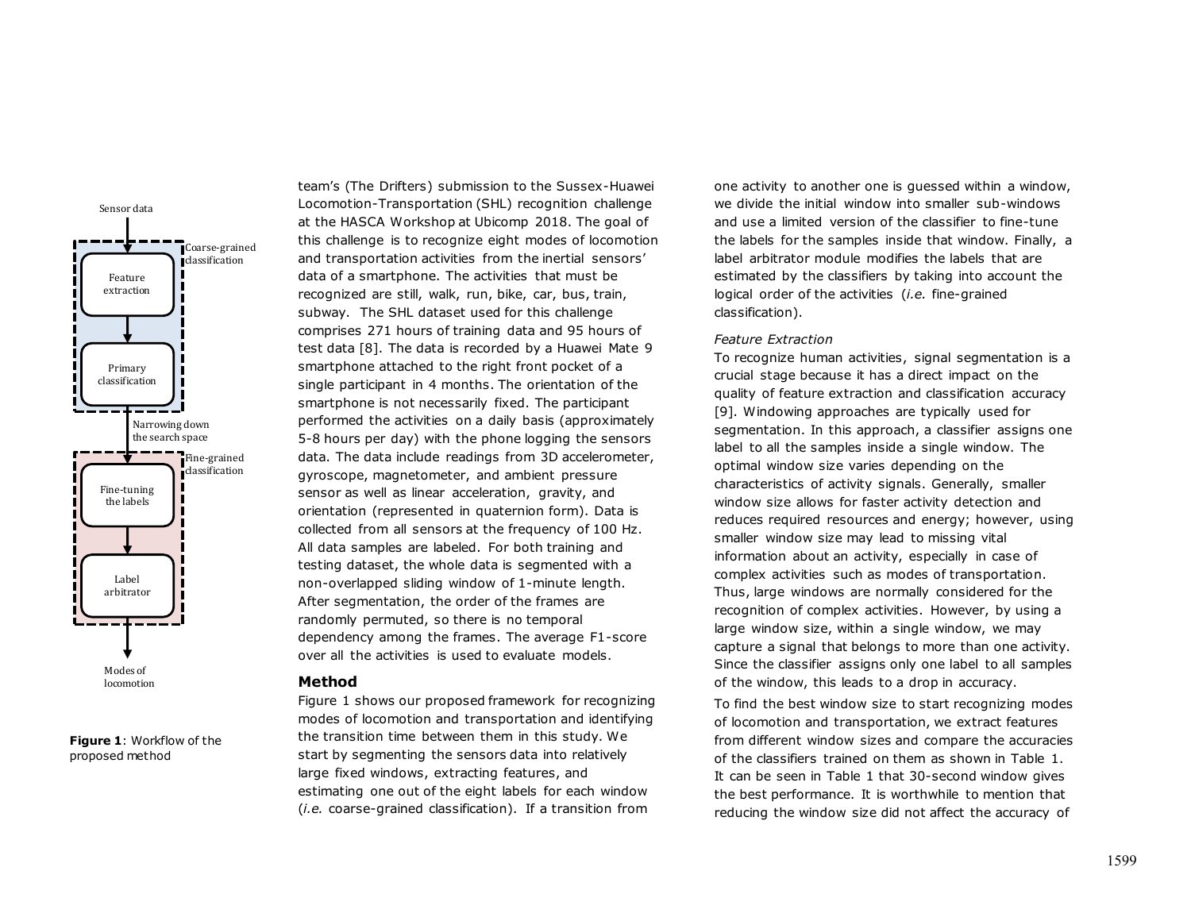team's (The Drifters) submission to the Sussex-Huawei Locomotion-Transportation (SHL) recognition challenge at the HASCA Workshop at Ubicomp 2018. The goal of this challenge is to recognize eight modes of locomotion and transportation activities from the inertial sensors' data of a smartphone. The activities that must be recognized are still, walk, run, bike, car, bus, train, subway. The SHL dataset used for this challenge comprises 271 hours of training data and 95 hours of test data [8]. The data is recorded by a Huawei Mate 9 smartphone attached to the right front pocket of a single participant in 4 months. The orientation of the smartphone is not necessarily fixed. The participant performed the activities on a daily basis (approximately 5-8 hours per day) with the phone logging the sensors data. The data include readings from 3D accelerometer, gyroscope, magnetometer, and ambient pressure sensor as well as linear acceleration, gravity, and orientation (represented in quaternion form). Data is collected from all sensors at the frequency of 100 Hz. All data samples are labeled. For both training and testing dataset, the whole data is segmented with a non-overlapped sliding window of 1-minute length. After segmentation, the order of the frames are randomly permuted, so there is no temporal dependency among the frames. The average F1-score over all the activities is used to evaluate models.

## Method

Figure 1 shows our proposed framework for recognizing modes of locomotion and transportation and identifying the transition time between them in this study. We start by segmenting the sensors data into relatively large fixed windows, extracting features, and estimating one out of the eight labels for each window (*i.e.* coarse-grained classification). If a transition from one activity to another one is guessed within a window, we divide the initial window into smaller sub-windows and use a limited version of the classifier to fine-tune the labels for the samples inside that window. Finally, a label arbitrator module modifies the labels that are estimated by the classifiers by taking into account the logical order of the activities (*i.e.* fine-grained classification).

Sensor data → [Coarse-grained classification: Feature extraction → Primary classification] → Narrowing down the search space → [Fine-grained classification: Fine-tuning the labels → Label arbitrator] → Modes of locomotion

**Figure 1**: Workflow of the proposed method

### *Feature Extraction*

To recognize human activities, signal segmentation is a crucial stage because it has a direct impact on the quality of feature extraction and classification accuracy [9]. Windowing approaches are typically used for segmentation. In this approach, a classifier assigns one label to all the samples inside a single window. The optimal window size varies depending on the characteristics of activity signals. Generally, smaller window size allows for faster activity detection and reduces required resources and energy; however, using smaller window size may lead to missing vital information about an activity, especially in case of complex activities such as modes of transportation. Thus, large windows are normally considered for the recognition of complex activities. However, by using a large window size, within a single window, we may capture a signal that belongs to more than one activity. Since the classifier assigns only one label to all samples of the window, this leads to a drop in accuracy.

To find the best window size to start recognizing modes of locomotion and transportation, we extract features from different window sizes and compare the accuracies of the classifiers trained on them as shown in Table 1. It can be seen in Table 1 that 30-second window gives the best performance. It is worthwhile to mention that reducing the window size did not affect the accuracy of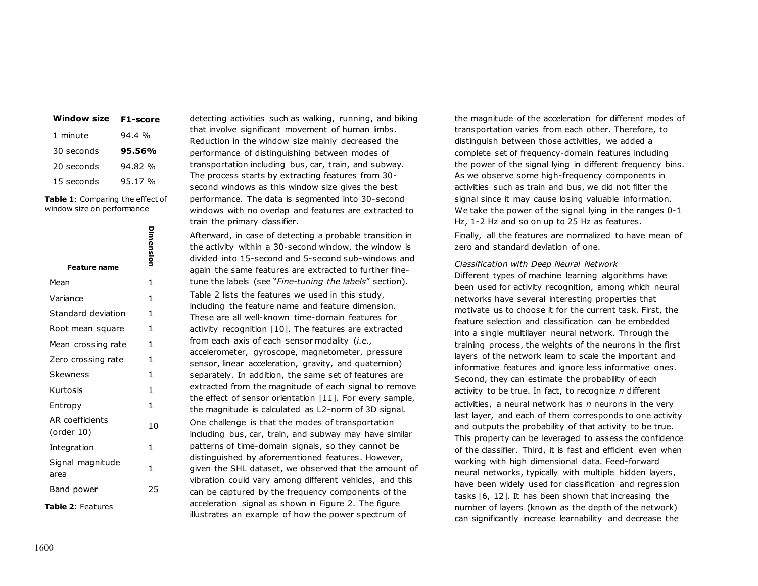| Window size | F1-score |
|---|---|
| 1 minute | 94.4 % |
| 30 seconds | **95.56%** |
| 20 seconds | 94.82 % |
| 15 seconds | 95.17 % |

**Table 1**: Comparing the effect of window size on performance

| Feature name | Dimension |
|---|---|
| Mean | 1 |
| Variance | 1 |
| Standard deviation | 1 |
| Root mean square | 1 |
| Mean crossing rate | 1 |
| Zero crossing rate | 1 |
| Skewness | 1 |
| Kurtosis | 1 |
| Entropy | 1 |
| AR coefficients (order 10) | 10 |
| Integration | 1 |
| Signal magnitude area | 1 |
| Band power | 25 |

**Table 2**: Features

detecting activities such as walking, running, and biking that involve significant movement of human limbs. Reduction in the window size mainly decreased the performance of distinguishing between modes of transportation including bus, car, train, and subway. The process starts by extracting features from 30-second windows as this window size gives the best performance. The data is segmented into 30-second windows with no overlap and features are extracted to train the primary classifier.

Afterward, in case of detecting a probable transition in the activity within a 30-second window, the window is divided into 15-second and 5-second sub-windows and again the same features are extracted to further fine-tune the labels (see "*Fine-tuning the labels*" section).

Table 2 lists the features we used in this study, including the feature name and feature dimension. These are all well-known time-domain features for activity recognition [10]. The features are extracted from each axis of each sensor modality (*i.e.,* accelerometer, gyroscope, magnetometer, pressure sensor, linear acceleration, gravity, and quaternion) separately. In addition, the same set of features are extracted from the magnitude of each signal to remove the effect of sensor orientation [11]. For every sample, the magnitude is calculated as L2-norm of 3D signal.

One challenge is that the modes of transportation including bus, car, train, and subway may have similar patterns of time-domain signals, so they cannot be distinguished by aforementioned features. However, given the SHL dataset, we observed that the amount of vibration could vary among different vehicles, and this can be captured by the frequency components of the acceleration signal as shown in Figure 2. The figure illustrates an example of how the power spectrum of the magnitude of the acceleration for different modes of transportation varies from each other. Therefore, to distinguish between those activities, we added a complete set of frequency-domain features including the power of the signal lying in different frequency bins. As we observe some high-frequency components in activities such as train and bus, we did not filter the signal since it may cause losing valuable information. We take the power of the signal lying in the ranges 0-1 Hz, 1-2 Hz and so on up to 25 Hz as features.

Finally, all the features are normalized to have mean of zero and standard deviation of one.

*Classification with Deep Neural Network*

Different types of machine learning algorithms have been used for activity recognition, among which neural networks have several interesting properties that motivate us to choose it for the current task. First, the feature selection and classification can be embedded into a single multilayer neural network. Through the training process, the weights of the neurons in the first layers of the network learn to scale the important and informative features and ignore less informative ones. Second, they can estimate the probability of each activity to be true. In fact, to recognize *n* different activities, a neural network has *n* neurons in the very last layer, and each of them corresponds to one activity and outputs the probability of that activity to be true. This property can be leveraged to assess the confidence of the classifier. Third, it is fast and efficient even when working with high dimensional data. Feed-forward neural networks, typically with multiple hidden layers, have been widely used for classification and regression tasks [6, 12]. It has been shown that increasing the number of layers (known as the depth of the network) can significantly increase learnability and decrease the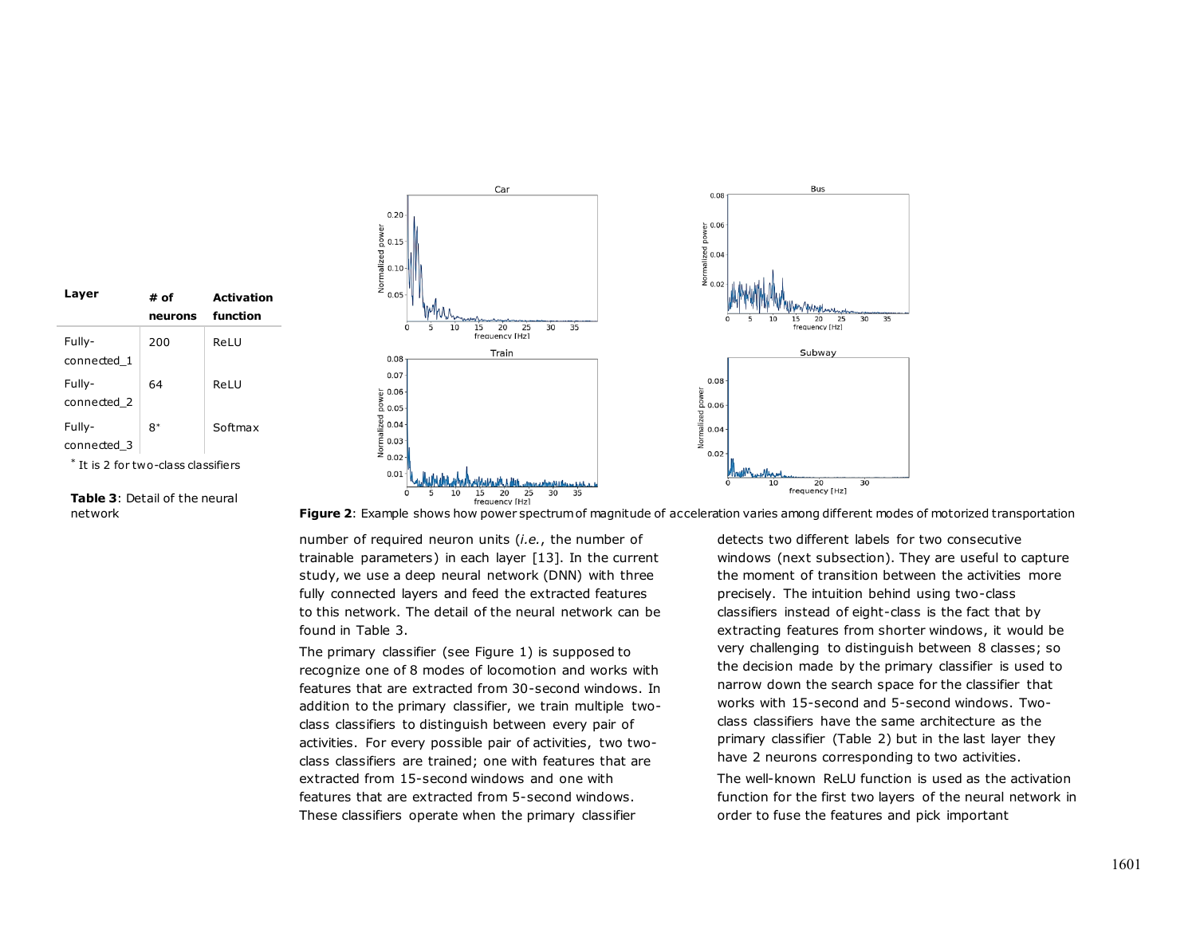| Layer | # of neurons | Activation function |
|---|---|---|
| Fully-connected_1 | 200 | ReLU |
| Fully-connected_2 | 64 | ReLU |
| Fully-connected_3 | 8* | Softmax |

\* It is 2 for two-class classifiers

**Table 3**: Detail of the neural network

**Figure 2**: Example shows how power spectrum of magnitude of acceleration varies among different modes of motorized transportation

number of required neuron units (*i.e.*, the number of trainable parameters) in each layer [13]. In the current study, we use a deep neural network (DNN) with three fully connected layers and feed the extracted features to this network. The detail of the neural network can be found in Table 3.

The primary classifier (see Figure 1) is supposed to recognize one of 8 modes of locomotion and works with features that are extracted from 30-second windows. In addition to the primary classifier, we train multiple two-class classifiers to distinguish between every pair of activities. For every possible pair of activities, two two-class classifiers are trained; one with features that are extracted from 15-second windows and one with features that are extracted from 5-second windows. These classifiers operate when the primary classifier detects two different labels for two consecutive windows (next subsection). They are useful to capture the moment of transition between the activities more precisely. The intuition behind using two-class classifiers instead of eight-class is the fact that by extracting features from shorter windows, it would be very challenging to distinguish between 8 classes; so the decision made by the primary classifier is used to narrow down the search space for the classifier that works with 15-second and 5-second windows. Two-class classifiers have the same architecture as the primary classifier (Table 2) but in the last layer they have 2 neurons corresponding to two activities.

The well-known ReLU function is used as the activation function for the first two layers of the neural network in order to fuse the features and pick important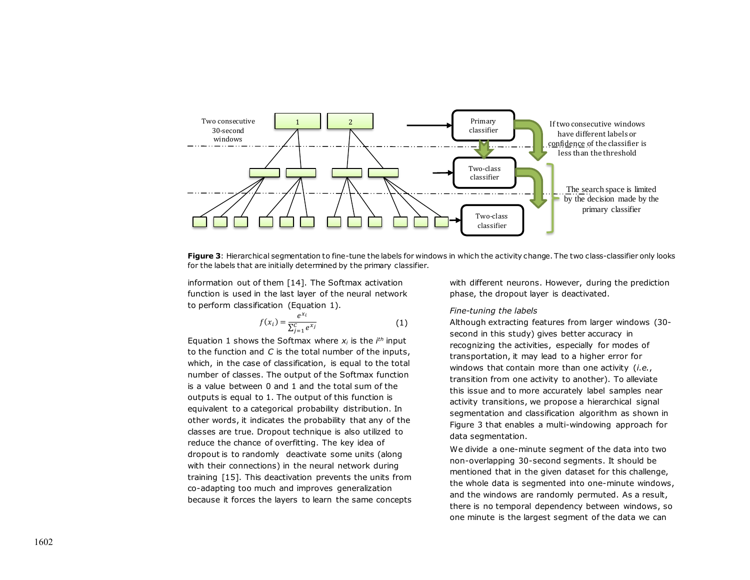**Figure 3**: Hierarchical segmentation to fine-tune the labels for windows in which the activity change. The two class-classifier only looks for the labels that are initially determined by the primary classifier.

information out of them [14]. The Softmax activation function is used in the last layer of the neural network to perform classification (Equation 1).

$$f(x_i) = \frac{e^{x_i}}{\sum_{j=1}^{C} e^{x_j}} \qquad (1)$$

Equation 1 shows the Softmax where $x_i$ is the $i^{th}$ input to the function and $C$ is the total number of the inputs, which, in the case of classification, is equal to the total number of classes. The output of the Softmax function is a value between 0 and 1 and the total sum of the outputs is equal to 1. The output of this function is equivalent to a categorical probability distribution. In other words, it indicates the probability that any of the classes are true. Dropout technique is also utilized to reduce the chance of overfitting. The key idea of dropout is to randomly deactivate some units (along with their connections) in the neural network during training [15]. This deactivation prevents the units from co-adapting too much and improves generalization because it forces the layers to learn the same concepts with different neurons. However, during the prediction phase, the dropout layer is deactivated.

*Fine-tuning the labels*

Although extracting features from larger windows (30-second in this study) gives better accuracy in recognizing the activities, especially for modes of transportation, it may lead to a higher error for windows that contain more than one activity (*i.e.*, transition from one activity to another). To alleviate this issue and to more accurately label samples near activity transitions, we propose a hierarchical signal segmentation and classification algorithm as shown in Figure 3 that enables a multi-windowing approach for data segmentation.

We divide a one-minute segment of the data into two non-overlapping 30-second segments. It should be mentioned that in the given dataset for this challenge, the whole data is segmented into one-minute windows, and the windows are randomly permuted. As a result, there is no temporal dependency between windows, so one minute is the largest segment of the data we can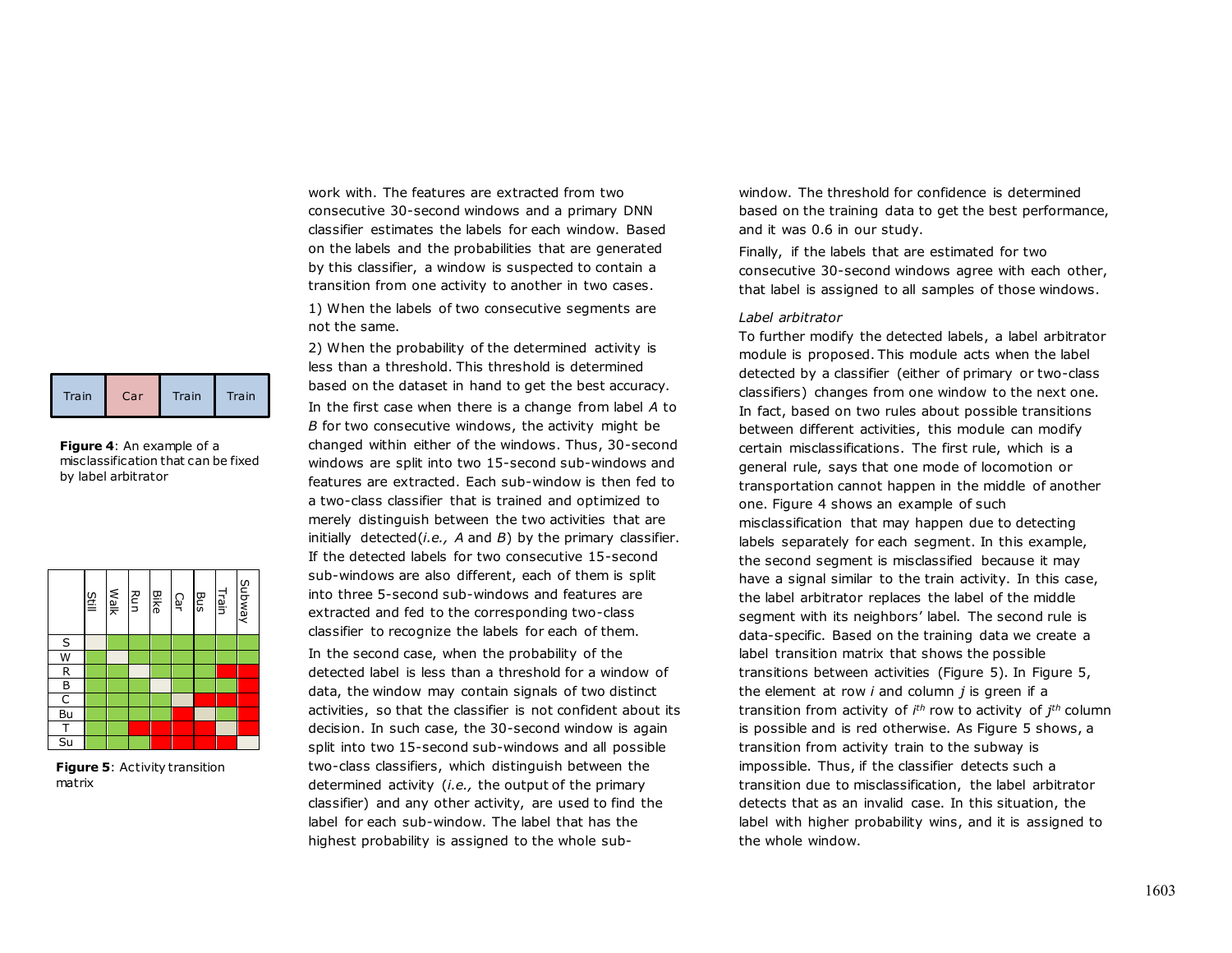| Train | Car | Train | Train |
|---|---|---|---|

**Figure 4**: An example of a misclassification that can be fixed by label arbitrator

| | Still | Walk | Run | Bike | Car | Bus | Train | Subway |
|---|---|---|---|---|---|---|---|---|
| S | | green | green | green | green | green | green | green |
| W | green | | green | green | green | green | green | green |
| R | green | green | | green | green | green | red | red |
| B | green | green | green | | green | green | green | red |
| C | green | green | green | green | | red | red | red |
| Bu | green | green | green | green | red | | green | red |
| T | green | green | red | red | red | red | | red |
| Su | green | green | green | red | red | red | red | |

**Figure 5**: Activity transition matrix

work with. The features are extracted from two consecutive 30-second windows and a primary DNN classifier estimates the labels for each window. Based on the labels and the probabilities that are generated by this classifier, a window is suspected to contain a transition from one activity to another in two cases.

1) When the labels of two consecutive segments are not the same.

2) When the probability of the determined activity is less than a threshold. This threshold is determined based on the dataset in hand to get the best accuracy.

In the first case when there is a change from label *A* to *B* for two consecutive windows, the activity might be changed within either of the windows. Thus, 30-second windows are split into two 15-second sub-windows and features are extracted. Each sub-window is then fed to a two-class classifier that is trained and optimized to merely distinguish between the two activities that are initially detected(*i.e., A* and *B*) by the primary classifier. If the detected labels for two consecutive 15-second sub-windows are also different, each of them is split into three 5-second sub-windows and features are extracted and fed to the corresponding two-class classifier to recognize the labels for each of them.

In the second case, when the probability of the detected label is less than a threshold for a window of data, the window may contain signals of two distinct activities, so that the classifier is not confident about its decision. In such case, the 30-second window is again split into two 15-second sub-windows and all possible two-class classifiers, which distinguish between the determined activity (*i.e.,* the output of the primary classifier) and any other activity, are used to find the label for each sub-window. The label that has the highest probability is assigned to the whole sub-window. The threshold for confidence is determined based on the training data to get the best performance, and it was 0.6 in our study.

Finally, if the labels that are estimated for two consecutive 30-second windows agree with each other, that label is assigned to all samples of those windows.

*Label arbitrator*

To further modify the detected labels, a label arbitrator module is proposed. This module acts when the label detected by a classifier (either of primary or two-class classifiers) changes from one window to the next one. In fact, based on two rules about possible transitions between different activities, this module can modify certain misclassifications. The first rule, which is a general rule, says that one mode of locomotion or transportation cannot happen in the middle of another one. Figure 4 shows an example of such misclassification that may happen due to detecting labels separately for each segment. In this example, the second segment is misclassified because it may have a signal similar to the train activity. In this case, the label arbitrator replaces the label of the middle segment with its neighbors' label. The second rule is data-specific. Based on the training data we create a label transition matrix that shows the possible transitions between activities (Figure 5). In Figure 5, the element at row *i* and column *j* is green if a transition from activity of $i^{th}$ row to activity of $j^{th}$ column is possible and is red otherwise. As Figure 5 shows, a transition from activity train to the subway is impossible. Thus, if the classifier detects such a transition due to misclassification, the label arbitrator detects that as an invalid case. In this situation, the label with higher probability wins, and it is assigned to the whole window.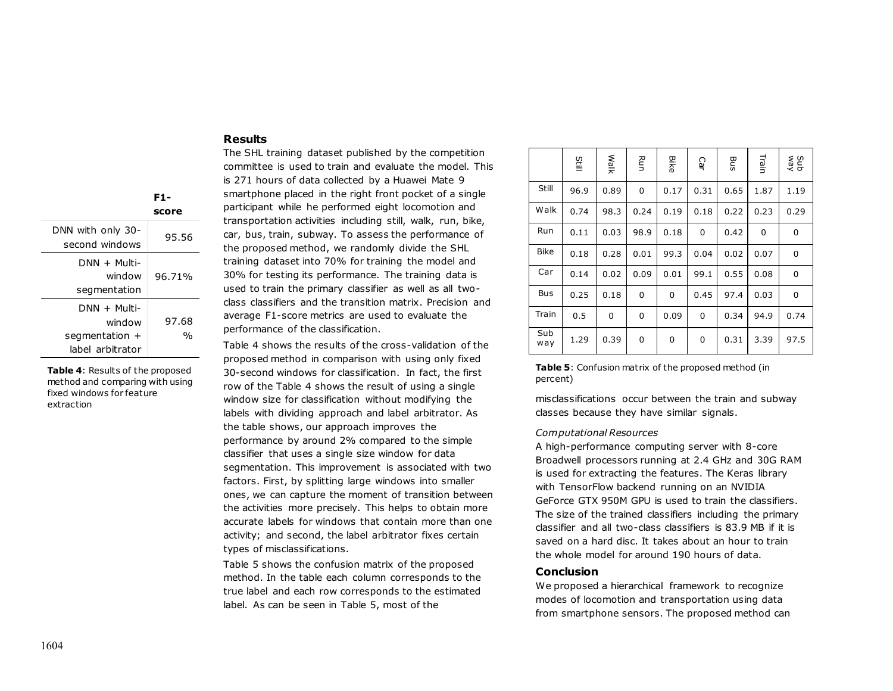|  | F1-score |
|---|---|
| DNN with only 30-second windows | 95.56 |
| DNN + Multi-window segmentation | 96.71% |
| DNN + Multi-window segmentation + label arbitrator | 97.68 % |

**Table 4**: Results of the proposed method and comparing with using fixed windows for feature extraction

## Results

The SHL training dataset published by the competition committee is used to train and evaluate the model. This is 271 hours of data collected by a Huawei Mate 9 smartphone placed in the right front pocket of a single participant while he performed eight locomotion and transportation activities including still, walk, run, bike, car, bus, train, subway. To assess the performance of the proposed method, we randomly divide the SHL training dataset into 70% for training the model and 30% for testing its performance. The training data is used to train the primary classifier as well as all two-class classifiers and the transition matrix. Precision and average F1-score metrics are used to evaluate the performance of the classification.

Table 4 shows the results of the cross-validation of the proposed method in comparison with using only fixed 30-second windows for classification. In fact, the first row of the Table 4 shows the result of using a single window size for classification without modifying the labels with dividing approach and label arbitrator. As the table shows, our approach improves the performance by around 2% compared to the simple classifier that uses a single size window for data segmentation. This improvement is associated with two factors. First, by splitting large windows into smaller ones, we can capture the moment of transition between the activities more precisely. This helps to obtain more accurate labels for windows that contain more than one activity; and second, the label arbitrator fixes certain types of misclassifications.

Table 5 shows the confusion matrix of the proposed method. In the table each column corresponds to the true label and each row corresponds to the estimated label. As can be seen in Table 5, most of the misclassifications occur between the train and subway classes because they have similar signals.

|  | Still | Walk | Run | Bike | Car | Bus | Train | Sub way |
|---|---|---|---|---|---|---|---|---|
| Still | 96.9 | 0.89 | 0 | 0.17 | 0.31 | 0.65 | 1.87 | 1.19 |
| Walk | 0.74 | 98.3 | 0.24 | 0.19 | 0.18 | 0.22 | 0.23 | 0.29 |
| Run | 0.11 | 0.03 | 98.9 | 0.18 | 0 | 0.42 | 0 | 0 |
| Bike | 0.18 | 0.28 | 0.01 | 99.3 | 0.04 | 0.02 | 0.07 | 0 |
| Car | 0.14 | 0.02 | 0.09 | 0.01 | 99.1 | 0.55 | 0.08 | 0 |
| Bus | 0.25 | 0.18 | 0 | 0 | 0.45 | 97.4 | 0.03 | 0 |
| Train | 0.5 | 0 | 0 | 0.09 | 0 | 0.34 | 94.9 | 0.74 |
| Sub way | 1.29 | 0.39 | 0 | 0 | 0 | 0.31 | 3.39 | 97.5 |

**Table 5**: Confusion matrix of the proposed method (in percent)

### *Computational Resources*

A high-performance computing server with 8-core Broadwell processors running at 2.4 GHz and 30G RAM is used for extracting the features. The Keras library with TensorFlow backend running on an NVIDIA GeForce GTX 950M GPU is used to train the classifiers. The size of the trained classifiers including the primary classifier and all two-class classifiers is 83.9 MB if it is saved on a hard disc. It takes about an hour to train the whole model for around 190 hours of data.

## Conclusion

We proposed a hierarchical framework to recognize modes of locomotion and transportation using data from smartphone sensors. The proposed method can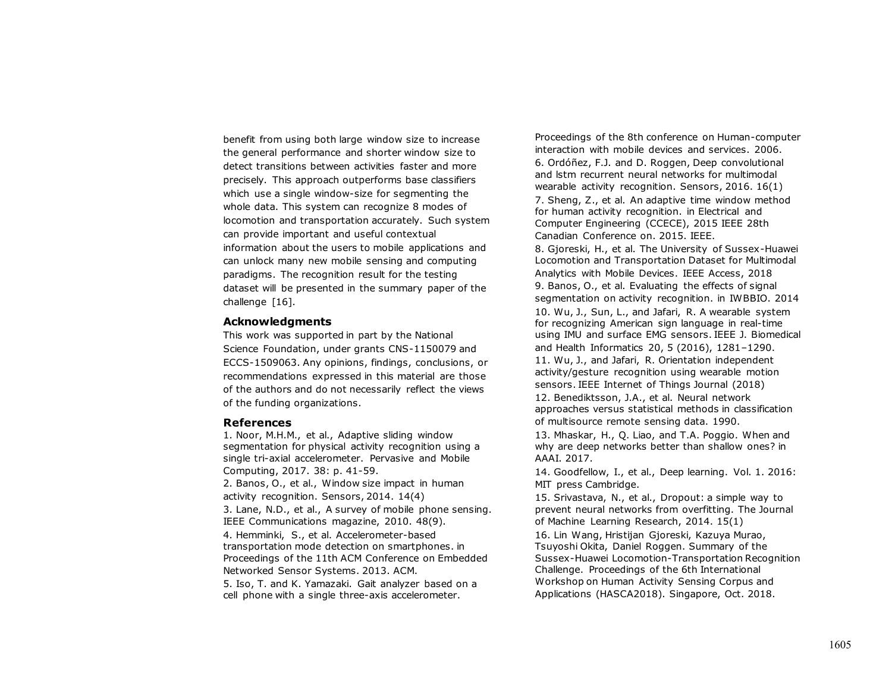benefit from using both large window size to increase the general performance and shorter window size to detect transitions between activities faster and more precisely. This approach outperforms base classifiers which use a single window-size for segmenting the whole data. This system can recognize 8 modes of locomotion and transportation accurately. Such system can provide important and useful contextual information about the users to mobile applications and can unlock many new mobile sensing and computing paradigms. The recognition result for the testing dataset will be presented in the summary paper of the challenge [16].

## Acknowledgments

This work was supported in part by the National Science Foundation, under grants CNS-1150079 and ECCS-1509063. Any opinions, findings, conclusions, or recommendations expressed in this material are those of the authors and do not necessarily reflect the views of the funding organizations.

## References

1. Noor, M.H.M., et al., Adaptive sliding window segmentation for physical activity recognition using a single tri-axial accelerometer. Pervasive and Mobile Computing, 2017. 38: p. 41-59.
2. Banos, O., et al., Window size impact in human activity recognition. Sensors, 2014. 14(4)
3. Lane, N.D., et al., A survey of mobile phone sensing. IEEE Communications magazine, 2010. 48(9).
4. Hemminki, S., et al. Accelerometer-based transportation mode detection on smartphones. in Proceedings of the 11th ACM Conference on Embedded Networked Sensor Systems. 2013. ACM.
5. Iso, T. and K. Yamazaki. Gait analyzer based on a cell phone with a single three-axis accelerometer. Proceedings of the 8th conference on Human-computer interaction with mobile devices and services. 2006.
6. Ordóñez, F.J. and D. Roggen, Deep convolutional and lstm recurrent neural networks for multimodal wearable activity recognition. Sensors, 2016. 16(1)
7. Sheng, Z., et al. An adaptive time window method for human activity recognition. in Electrical and Computer Engineering (CCECE), 2015 IEEE 28th Canadian Conference on. 2015. IEEE.
8. Gjoreski, H., et al. The University of Sussex-Huawei Locomotion and Transportation Dataset for Multimodal Analytics with Mobile Devices. IEEE Access, 2018
9. Banos, O., et al. Evaluating the effects of signal segmentation on activity recognition. in IWBBIO. 2014
10. Wu, J., Sun, L., and Jafari, R. A wearable system for recognizing American sign language in real-time using IMU and surface EMG sensors. IEEE J. Biomedical and Health Informatics 20, 5 (2016), 1281–1290.
11. Wu, J., and Jafari, R. Orientation independent activity/gesture recognition using wearable motion sensors. IEEE Internet of Things Journal (2018)
12. Benediktsson, J.A., et al. Neural network approaches versus statistical methods in classification of multisource remote sensing data. 1990.
13. Mhaskar, H., Q. Liao, and T.A. Poggio. When and why are deep networks better than shallow ones? in AAAI. 2017.
14. Goodfellow, I., et al., Deep learning. Vol. 1. 2016: MIT press Cambridge.
15. Srivastava, N., et al., Dropout: a simple way to prevent neural networks from overfitting. The Journal of Machine Learning Research, 2014. 15(1)
16. Lin Wang, Hristijan Gjoreski, Kazuya Murao, Tsuyoshi Okita, Daniel Roggen. Summary of the Sussex-Huawei Locomotion-Transportation Recognition Challenge. Proceedings of the 6th International Workshop on Human Activity Sensing Corpus and Applications (HASCA2018). Singapore, Oct. 2018.